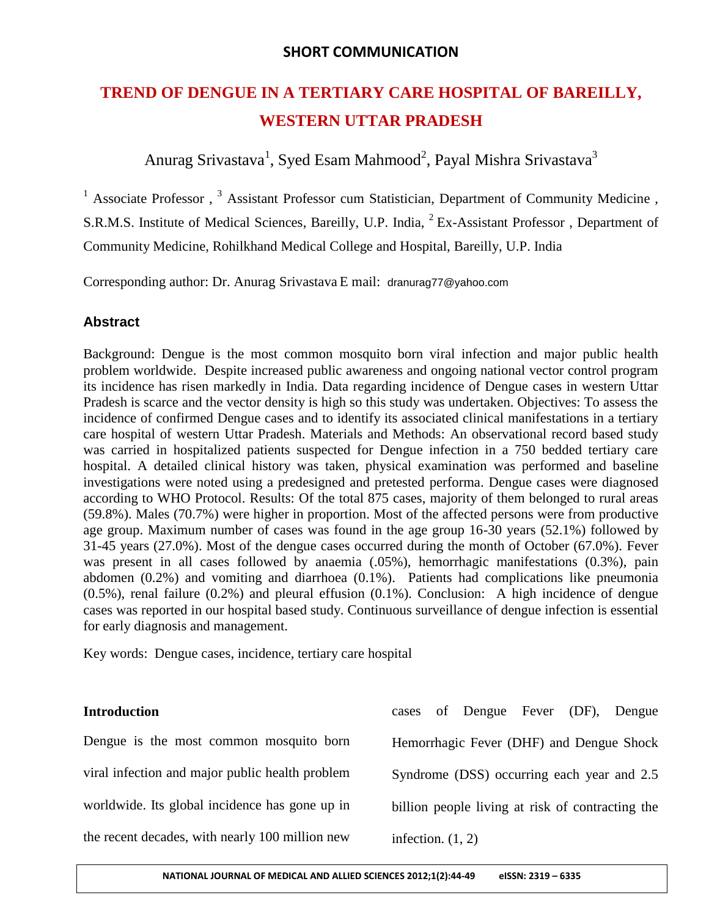**SHORT COMMUNICATION**

# TREND OF DENGUE IN A TERTIARY CARE HOSPITAL OF BAREILLY, WESTERN UTTAR PRADESH

Anurag Srivastava[1], Syed Esam Mahmood[2], Payal Mishra Srivastava[3]

[1] Associate Professor , [3] Assistant Professor cum Statistician, Department of Community Medicine , S.R.M.S. Institute of Medical Sciences, Bareilly, U.P. India, [2] Ex-Assistant Professor , Department of Community Medicine, Rohilkhand Medical College and Hospital, Bareilly, U.P. India

Corresponding author: Dr. Anurag Srivastava E mail: dranurag77@yahoo.com

## Abstract

Background: Dengue is the most common mosquito born viral infection and major public health problem worldwide. Despite increased public awareness and ongoing national vector control program its incidence has risen markedly in India. Data regarding incidence of Dengue cases in western Uttar Pradesh is scarce and the vector density is high so this study was undertaken. Objectives: To assess the incidence of confirmed Dengue cases and to identify its associated clinical manifestations in a tertiary care hospital of western Uttar Pradesh. Materials and Methods: An observational record based study was carried in hospitalized patients suspected for Dengue infection in a 750 bedded tertiary care hospital. A detailed clinical history was taken, physical examination was performed and baseline investigations were noted using a predesigned and pretested performa. Dengue cases were diagnosed according to WHO Protocol. Results: Of the total 875 cases, majority of them belonged to rural areas (59.8%). Males (70.7%) were higher in proportion. Most of the affected persons were from productive age group. Maximum number of cases was found in the age group 16-30 years (52.1%) followed by 31-45 years (27.0%). Most of the dengue cases occurred during the month of October (67.0%). Fever was present in all cases followed by anaemia (.05%), hemorrhagic manifestations (0.3%), pain abdomen (0.2%) and vomiting and diarrhoea (0.1%). Patients had complications like pneumonia (0.5%), renal failure (0.2%) and pleural effusion (0.1%). Conclusion: A high incidence of dengue cases was reported in our hospital based study. Continuous surveillance of dengue infection is essential for early diagnosis and management.

Key words: Dengue cases, incidence, tertiary care hospital

**Introduction**

Dengue is the most common mosquito born viral infection and major public health problem worldwide. Its global incidence has gone up in the recent decades, with nearly 100 million new cases of Dengue Fever (DF), Dengue Hemorrhagic Fever (DHF) and Dengue Shock Syndrome (DSS) occurring each year and 2.5 billion people living at risk of contracting the infection. (1, 2)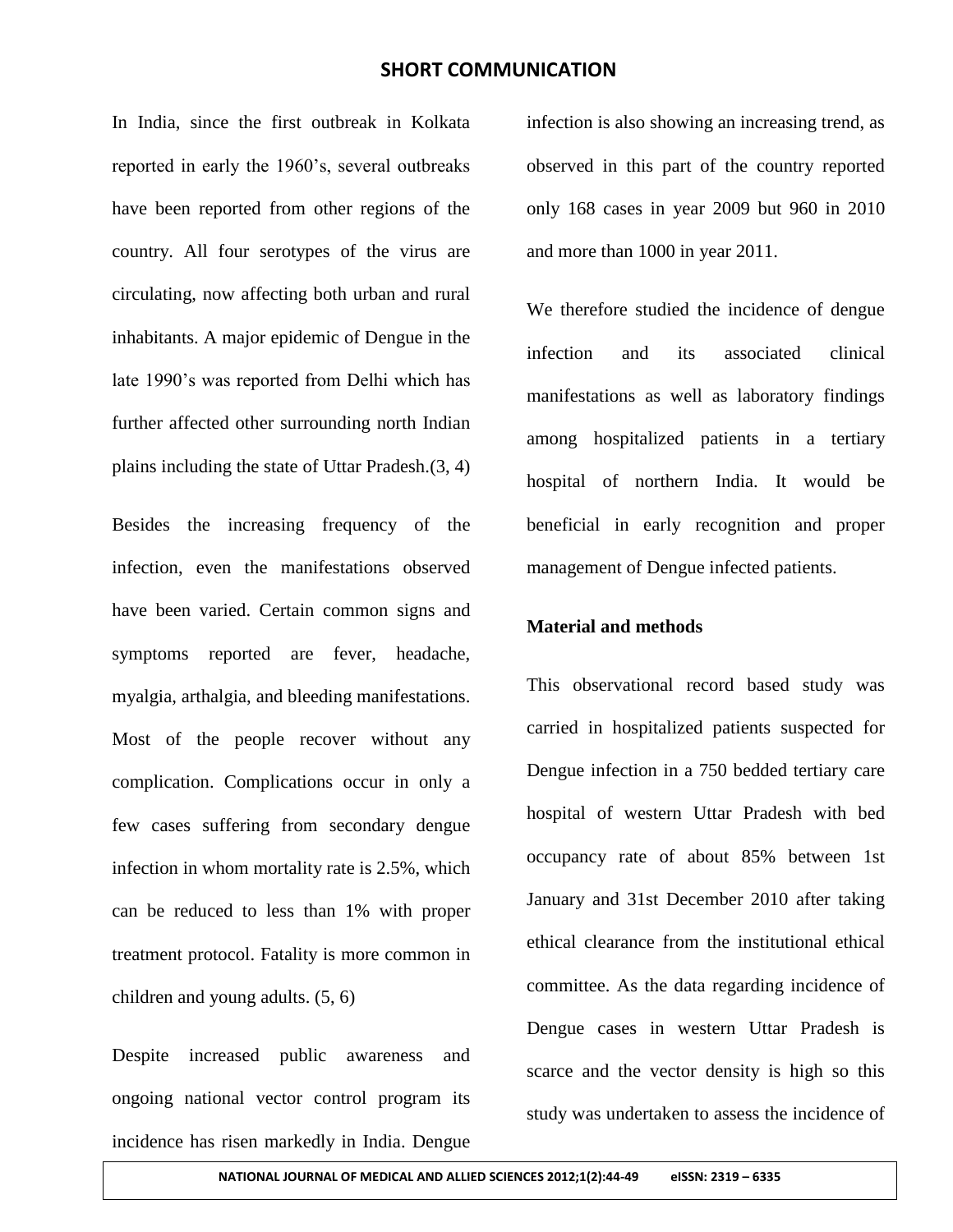## SHORT COMMUNICATION

In India, since the first outbreak in Kolkata reported in early the 1960's, several outbreaks have been reported from other regions of the country. All four serotypes of the virus are circulating, now affecting both urban and rural inhabitants. A major epidemic of Dengue in the late 1990's was reported from Delhi which has further affected other surrounding north Indian plains including the state of Uttar Pradesh.(3, 4)

Besides the increasing frequency of the infection, even the manifestations observed have been varied. Certain common signs and symptoms reported are fever, headache, myalgia, arthalgia, and bleeding manifestations. Most of the people recover without any complication. Complications occur in only a few cases suffering from secondary dengue infection in whom mortality rate is 2.5%, which can be reduced to less than 1% with proper treatment protocol. Fatality is more common in children and young adults. (5, 6)

Despite increased public awareness and ongoing national vector control program its incidence has risen markedly in India. Dengue infection is also showing an increasing trend, as observed in this part of the country reported only 168 cases in year 2009 but 960 in 2010 and more than 1000 in year 2011.

We therefore studied the incidence of dengue infection and its associated clinical manifestations as well as laboratory findings among hospitalized patients in a tertiary hospital of northern India. It would be beneficial in early recognition and proper management of Dengue infected patients.

### Material and methods

This observational record based study was carried in hospitalized patients suspected for Dengue infection in a 750 bedded tertiary care hospital of western Uttar Pradesh with bed occupancy rate of about 85% between 1st January and 31st December 2010 after taking ethical clearance from the institutional ethical committee. As the data regarding incidence of Dengue cases in western Uttar Pradesh is scarce and the vector density is high so this study was undertaken to assess the incidence of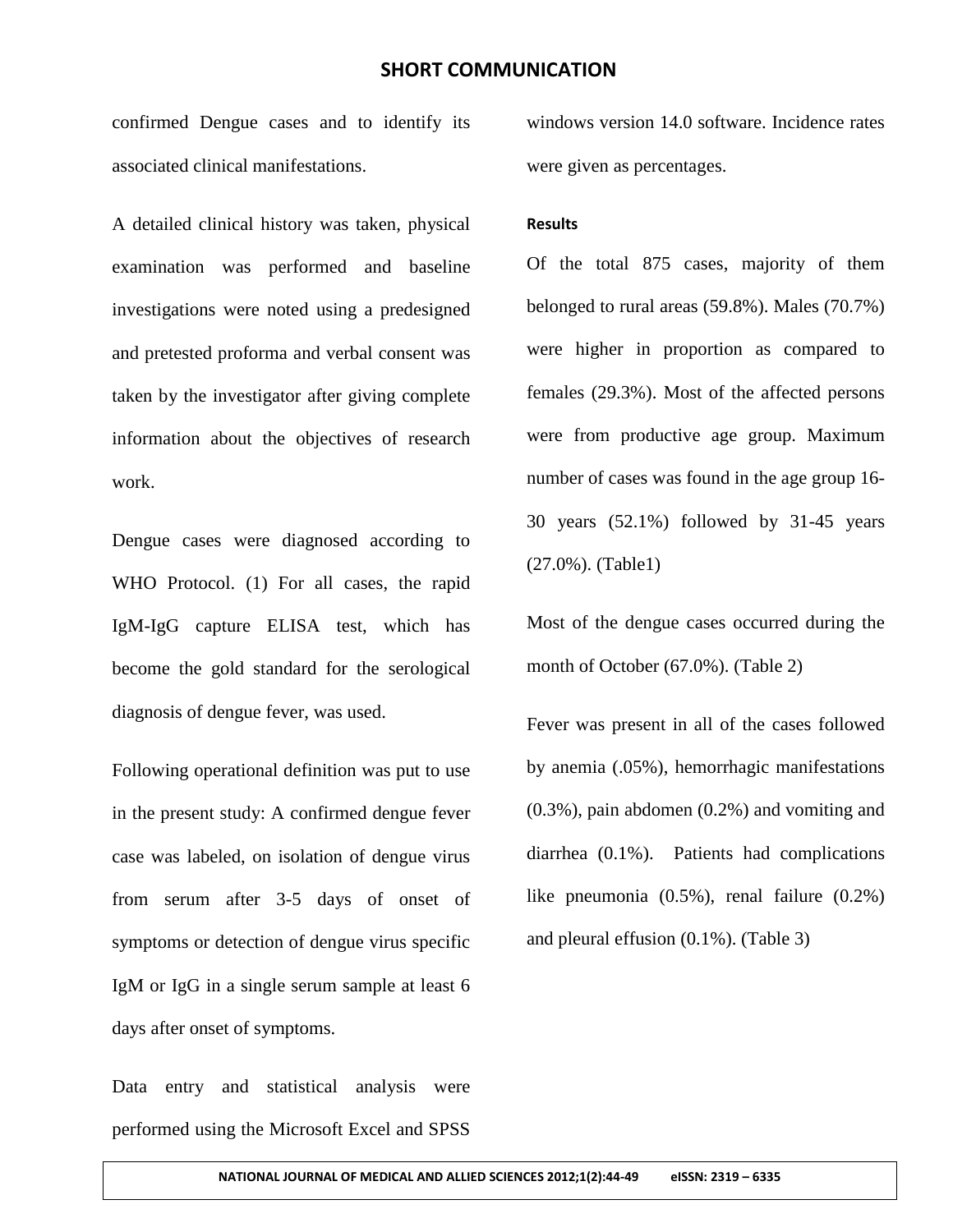confirmed Dengue cases and to identify its associated clinical manifestations.

A detailed clinical history was taken, physical examination was performed and baseline investigations were noted using a predesigned and pretested proforma and verbal consent was taken by the investigator after giving complete information about the objectives of research work.

Dengue cases were diagnosed according to WHO Protocol. (1) For all cases, the rapid IgM-IgG capture ELISA test, which has become the gold standard for the serological diagnosis of dengue fever, was used.

Following operational definition was put to use in the present study: A confirmed dengue fever case was labeled, on isolation of dengue virus from serum after 3-5 days of onset of symptoms or detection of dengue virus specific IgM or IgG in a single serum sample at least 6 days after onset of symptoms.

Data entry and statistical analysis were performed using the Microsoft Excel and SPSS windows version 14.0 software. Incidence rates were given as percentages.

#### Results

Of the total 875 cases, majority of them belonged to rural areas (59.8%). Males (70.7%) were higher in proportion as compared to females (29.3%). Most of the affected persons were from productive age group. Maximum number of cases was found in the age group 16-30 years (52.1%) followed by 31-45 years (27.0%). (Table1)

Most of the dengue cases occurred during the month of October (67.0%). (Table 2)

Fever was present in all of the cases followed by anemia (.05%), hemorrhagic manifestations (0.3%), pain abdomen (0.2%) and vomiting and diarrhea (0.1%). Patients had complications like pneumonia (0.5%), renal failure (0.2%) and pleural effusion (0.1%). (Table 3)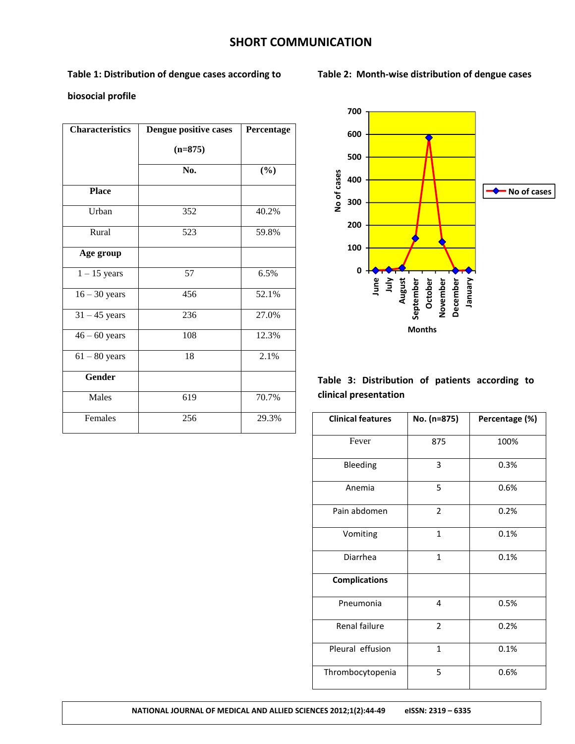## SHORT COMMUNICATION

**Table 1: Distribution of dengue cases according to biosocial profile**

| Characteristics | Dengue positive cases (n=875) | Percentage |
|---|---|---|
| | No. | (%) |
| **Place** | | |
| Urban | 352 | 40.2% |
| Rural | 523 | 59.8% |
| **Age group** | | |
| 1 – 15 years | 57 | 6.5% |
| 16 – 30 years | 456 | 52.1% |
| 31 – 45 years | 236 | 27.0% |
| 46 – 60 years | 108 | 12.3% |
| 61 – 80 years | 18 | 2.1% |
| **Gender** | | |
| Males | 619 | 70.7% |
| Females | 256 | 29.3% |

**Table 2: Month-wise distribution of dengue cases**

No of cases by Months (June, July, August, September, October, November, December, January)

**Table 3: Distribution of patients according to clinical presentation**

| Clinical features | No. (n=875) | Percentage (%) |
|---|---|---|
| Fever | 875 | 100% |
| Bleeding | 3 | 0.3% |
| Anemia | 5 | 0.6% |
| Pain abdomen | 2 | 0.2% |
| Vomiting | 1 | 0.1% |
| Diarrhea | 1 | 0.1% |
| **Complications** | | |
| Pneumonia | 4 | 0.5% |
| Renal failure | 2 | 0.2% |
| Pleural effusion | 1 | 0.1% |
| Thrombocytopenia | 5 | 0.6% |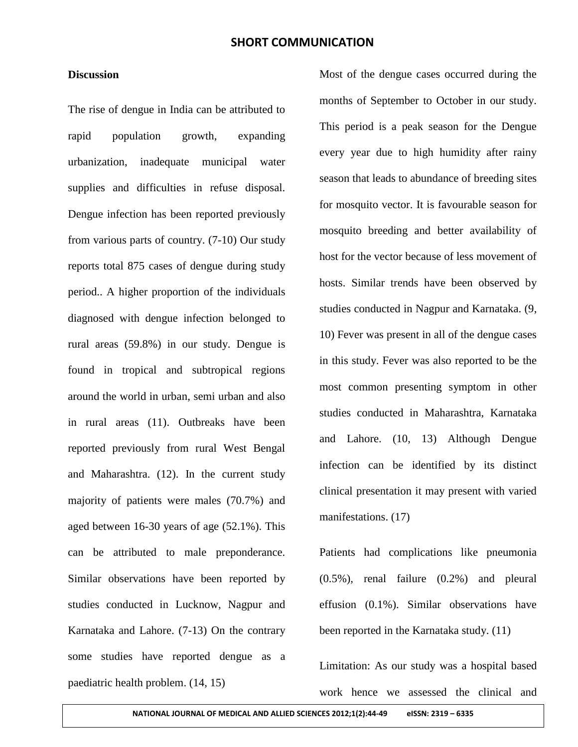## Discussion

The rise of dengue in India can be attributed to rapid population growth, expanding urbanization, inadequate municipal water supplies and difficulties in refuse disposal. Dengue infection has been reported previously from various parts of country. (7-10) Our study reports total 875 cases of dengue during study period.. A higher proportion of the individuals diagnosed with dengue infection belonged to rural areas (59.8%) in our study. Dengue is found in tropical and subtropical regions around the world in urban, semi urban and also in rural areas (11). Outbreaks have been reported previously from rural West Bengal and Maharashtra. (12). In the current study majority of patients were males (70.7%) and aged between 16-30 years of age (52.1%). This can be attributed to male preponderance. Similar observations have been reported by studies conducted in Lucknow, Nagpur and Karnataka and Lahore. (7-13) On the contrary some studies have reported dengue as a paediatric health problem. (14, 15)

Most of the dengue cases occurred during the months of September to October in our study. This period is a peak season for the Dengue every year due to high humidity after rainy season that leads to abundance of breeding sites for mosquito vector. It is favourable season for mosquito breeding and better availability of host for the vector because of less movement of hosts. Similar trends have been observed by studies conducted in Nagpur and Karnataka. (9, 10) Fever was present in all of the dengue cases in this study. Fever was also reported to be the most common presenting symptom in other studies conducted in Maharashtra, Karnataka and Lahore. (10, 13) Although Dengue infection can be identified by its distinct clinical presentation it may present with varied manifestations. (17)

Patients had complications like pneumonia (0.5%), renal failure (0.2%) and pleural effusion (0.1%). Similar observations have been reported in the Karnataka study. (11)

Limitation: As our study was a hospital based work hence we assessed the clinical and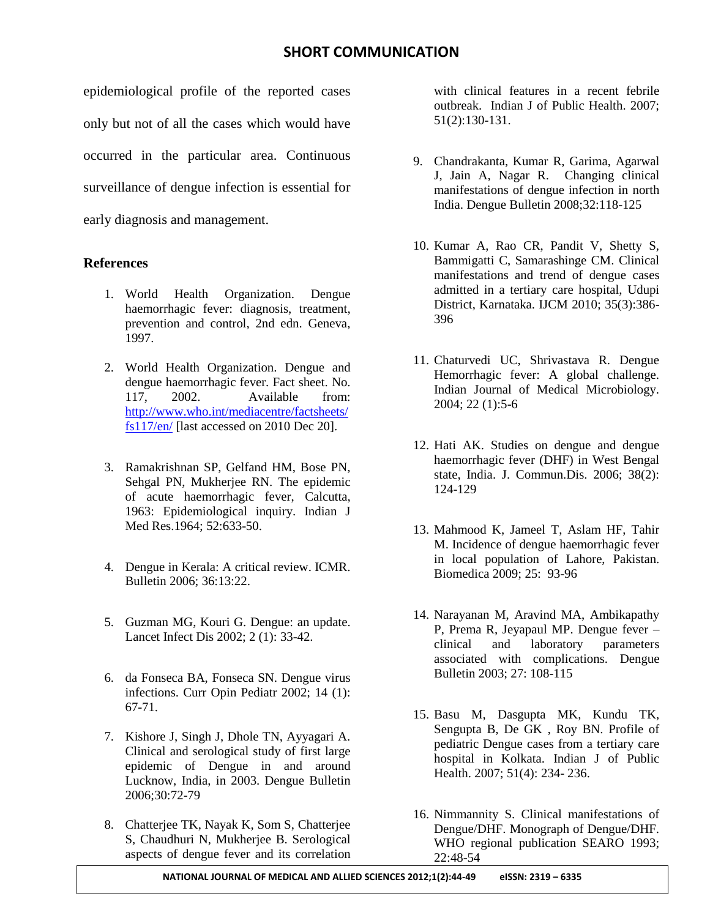epidemiological profile of the reported cases only but not of all the cases which would have occurred in the particular area. Continuous surveillance of dengue infection is essential for early diagnosis and management.

**References**

1. World Health Organization. Dengue haemorrhagic fever: diagnosis, treatment, prevention and control, 2nd edn. Geneva, 1997.

2. World Health Organization. Dengue and dengue haemorrhagic fever. Fact sheet. No. 117, 2002. Available from: http://www.who.int/mediacentre/factsheets/fs117/en/ [last accessed on 2010 Dec 20].

3. Ramakrishnan SP, Gelfand HM, Bose PN, Sehgal PN, Mukherjee RN. The epidemic of acute haemorrhagic fever, Calcutta, 1963: Epidemiological inquiry. Indian J Med Res.1964; 52:633-50.

4. Dengue in Kerala: A critical review. ICMR. Bulletin 2006; 36:13:22.

5. Guzman MG, Kouri G. Dengue: an update. Lancet Infect Dis 2002; 2 (1): 33-42.

6. da Fonseca BA, Fonseca SN. Dengue virus infections. Curr Opin Pediatr 2002; 14 (1): 67-71.

7. Kishore J, Singh J, Dhole TN, Ayyagari A. Clinical and serological study of first large epidemic of Dengue in and around Lucknow, India, in 2003. Dengue Bulletin 2006;30:72-79

8. Chatterjee TK, Nayak K, Som S, Chatterjee S, Chaudhuri N, Mukherjee B. Serological aspects of dengue fever and its correlation with clinical features in a recent febrile outbreak. Indian J of Public Health. 2007; 51(2):130-131.

9. Chandrakanta, Kumar R, Garima, Agarwal J, Jain A, Nagar R. Changing clinical manifestations of dengue infection in north India. Dengue Bulletin 2008;32:118-125

10. Kumar A, Rao CR, Pandit V, Shetty S, Bammigatti C, Samarashinge CM. Clinical manifestations and trend of dengue cases admitted in a tertiary care hospital, Udupi District, Karnataka. IJCM 2010; 35(3):386-396

11. Chaturvedi UC, Shrivastava R. Dengue Hemorrhagic fever: A global challenge. Indian Journal of Medical Microbiology. 2004; 22 (1):5-6

12. Hati AK. Studies on dengue and dengue haemorrhagic fever (DHF) in West Bengal state, India. J. Commun.Dis. 2006; 38(2): 124-129

13. Mahmood K, Jameel T, Aslam HF, Tahir M. Incidence of dengue haemorrhagic fever in local population of Lahore, Pakistan. Biomedica 2009; 25: 93-96

14. Narayanan M, Aravind MA, Ambikapathy P, Prema R, Jeyapaul MP. Dengue fever – clinical and laboratory parameters associated with complications. Dengue Bulletin 2003; 27: 108-115

15. Basu M, Dasgupta MK, Kundu TK, Sengupta B, De GK , Roy BN. Profile of pediatric Dengue cases from a tertiary care hospital in Kolkata. Indian J of Public Health. 2007; 51(4): 234- 236.

16. Nimmannity S. Clinical manifestations of Dengue/DHF. Monograph of Dengue/DHF. WHO regional publication SEARO 1993; 22:48-54